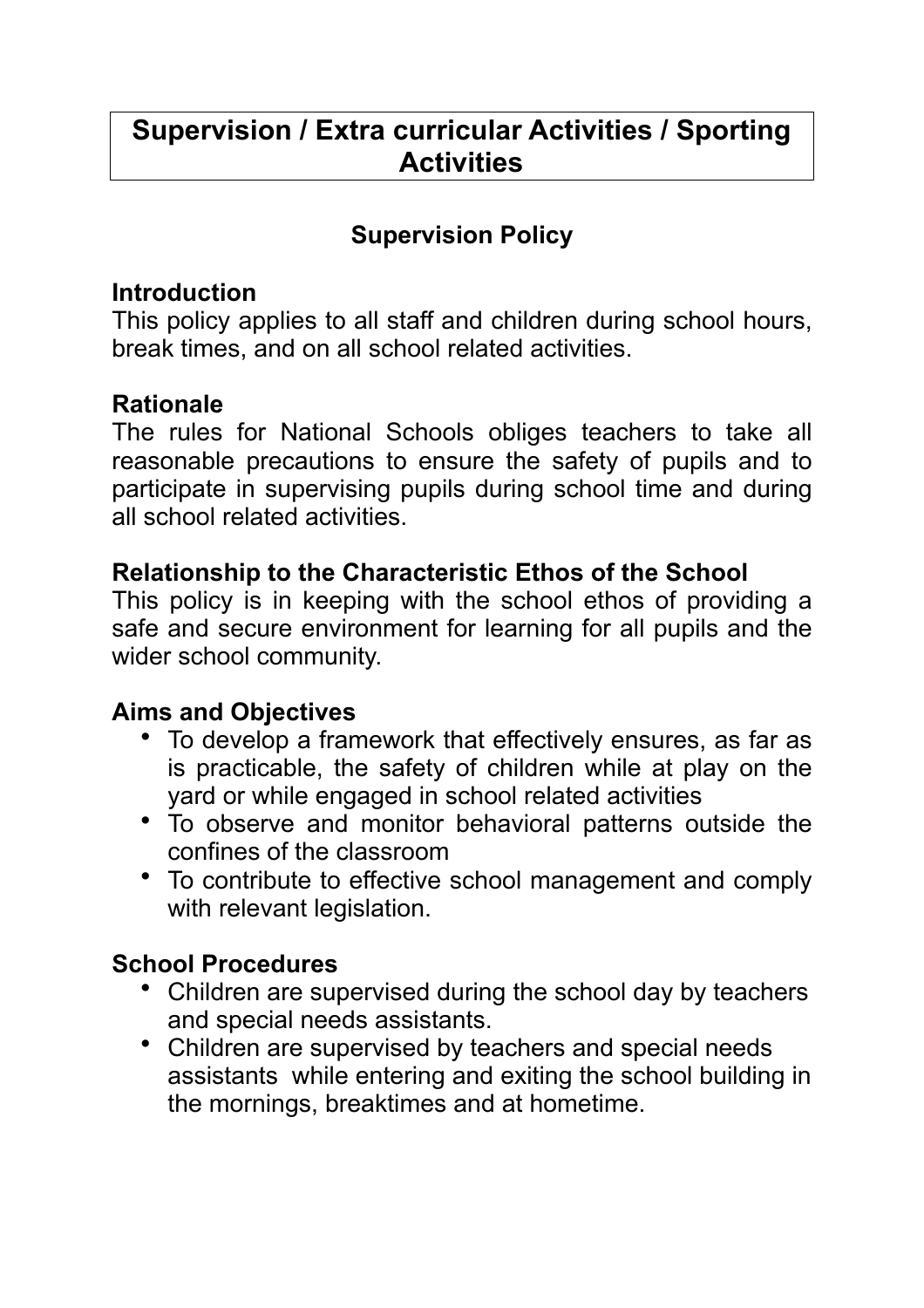# Supervision / Extra curricular Activities / Sporting Activities

## Supervision Policy

**Introduction**

This policy applies to all staff and children during school hours, break times, and on all school related activities.

**Rationale**

The rules for National Schools obliges teachers to take all reasonable precautions to ensure the safety of pupils and to participate in supervising pupils during school time and during all school related activities.

**Relationship to the Characteristic Ethos of the School**

This policy is in keeping with the school ethos of providing a safe and secure environment for learning for all pupils and the wider school community.

**Aims and Objectives**

- To develop a framework that effectively ensures, as far as is practicable, the safety of children while at play on the yard or while engaged in school related activities
- To observe and monitor behavioral patterns outside the confines of the classroom
- To contribute to effective school management and comply with relevant legislation.

**School Procedures**

- Children are supervised during the school day by teachers and special needs assistants.
- Children are supervised by teachers and special needs assistants while entering and exiting the school building in the mornings, breaktimes and at hometime.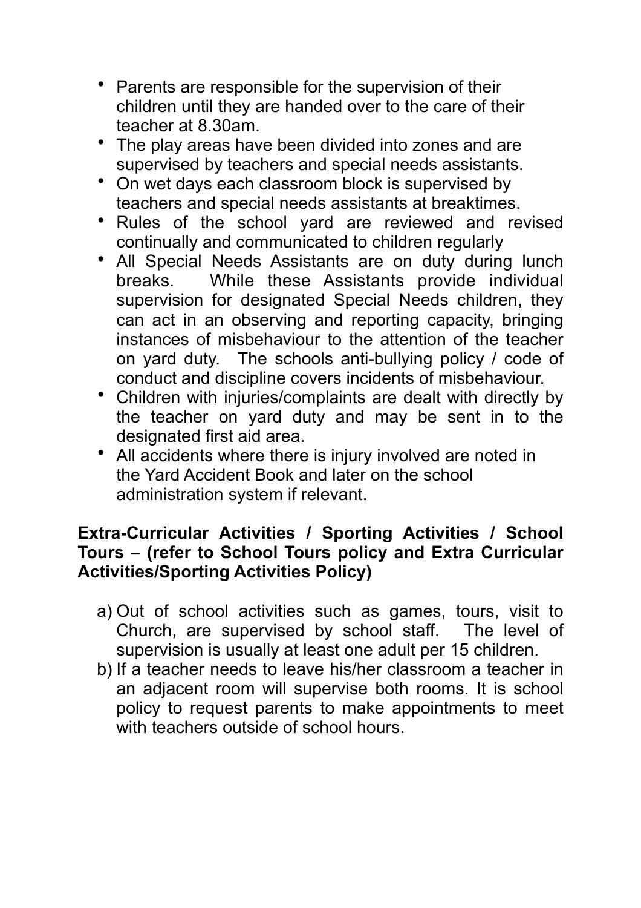- Parents are responsible for the supervision of their children until they are handed over to the care of their teacher at 8.30am.
- The play areas have been divided into zones and are supervised by teachers and special needs assistants.
- On wet days each classroom block is supervised by teachers and special needs assistants at breaktimes.
- Rules of the school yard are reviewed and revised continually and communicated to children regularly
- All Special Needs Assistants are on duty during lunch breaks. While these Assistants provide individual supervision for designated Special Needs children, they can act in an observing and reporting capacity, bringing instances of misbehaviour to the attention of the teacher on yard duty. The schools anti-bullying policy / code of conduct and discipline covers incidents of misbehaviour.
- Children with injuries/complaints are dealt with directly by the teacher on yard duty and may be sent in to the designated first aid area.
- All accidents where there is injury involved are noted in the Yard Accident Book and later on the school administration system if relevant.

**Extra-Curricular Activities / Sporting Activities / School Tours – (refer to School Tours policy and Extra Curricular Activities/Sporting Activities Policy)**

a) Out of school activities such as games, tours, visit to Church, are supervised by school staff. The level of supervision is usually at least one adult per 15 children.
b) If a teacher needs to leave his/her classroom a teacher in an adjacent room will supervise both rooms. It is school policy to request parents to make appointments to meet with teachers outside of school hours.